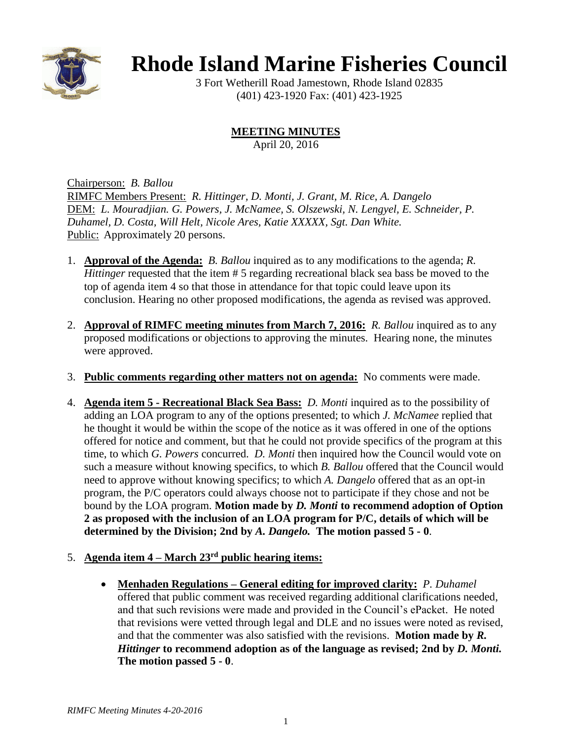# Rhode Island Marine Fisheries Council

3 Fort Wetherill Road Jamestown, Rhode Island 02835
(401) 423-1920 Fax: (401) 423-1925

## MEETING MINUTES

April 20, 2016

Chairperson: *B. Ballou*
RIMFC Members Present: *R. Hittinger, D. Monti, J. Grant, M. Rice, A. Dangelo*
DEM: *L. Mouradjian. G. Powers, J. McNamee, S. Olszewski, N. Lengyel, E. Schneider, P. Duhamel, D. Costa, Will Helt, Nicole Ares, Katie XXXXX, Sgt. Dan White.*
Public: Approximately 20 persons.

1. **Approval of the Agenda:** *B. Ballou* inquired as to any modifications to the agenda; *R. Hittinger* requested that the item # 5 regarding recreational black sea bass be moved to the top of agenda item 4 so that those in attendance for that topic could leave upon its conclusion. Hearing no other proposed modifications, the agenda as revised was approved.

2. **Approval of RIMFC meeting minutes from March 7, 2016:** *R. Ballou* inquired as to any proposed modifications or objections to approving the minutes. Hearing none, the minutes were approved.

3. **Public comments regarding other matters not on agenda:** No comments were made.

4. **Agenda item 5 - Recreational Black Sea Bass:** *D. Monti* inquired as to the possibility of adding an LOA program to any of the options presented; to which *J. McNamee* replied that he thought it would be within the scope of the notice as it was offered in one of the options offered for notice and comment, but that he could not provide specifics of the program at this time, to which *G. Powers* concurred. *D. Monti* then inquired how the Council would vote on such a measure without knowing specifics, to which *B. Ballou* offered that the Council would need to approve without knowing specifics; to which *A. Dangelo* offered that as an opt-in program, the P/C operators could always choose not to participate if they chose and not be bound by the LOA program. **Motion made by *D. Monti* to recommend adoption of Option 2 as proposed with the inclusion of an LOA program for P/C, details of which will be determined by the Division; 2nd by *A. Dangelo.* The motion passed 5 - 0**.

5. **Agenda item 4 – March 23rd public hearing items:**

   - **Menhaden Regulations – General editing for improved clarity:** *P. Duhamel* offered that public comment was received regarding additional clarifications needed, and that such revisions were made and provided in the Council's ePacket. He noted that revisions were vetted through legal and DLE and no issues were noted as revised, and that the commenter was also satisfied with the revisions. **Motion made by *R. Hittinger* to recommend adoption as of the language as revised; 2nd by *D. Monti.* The motion passed 5 - 0**.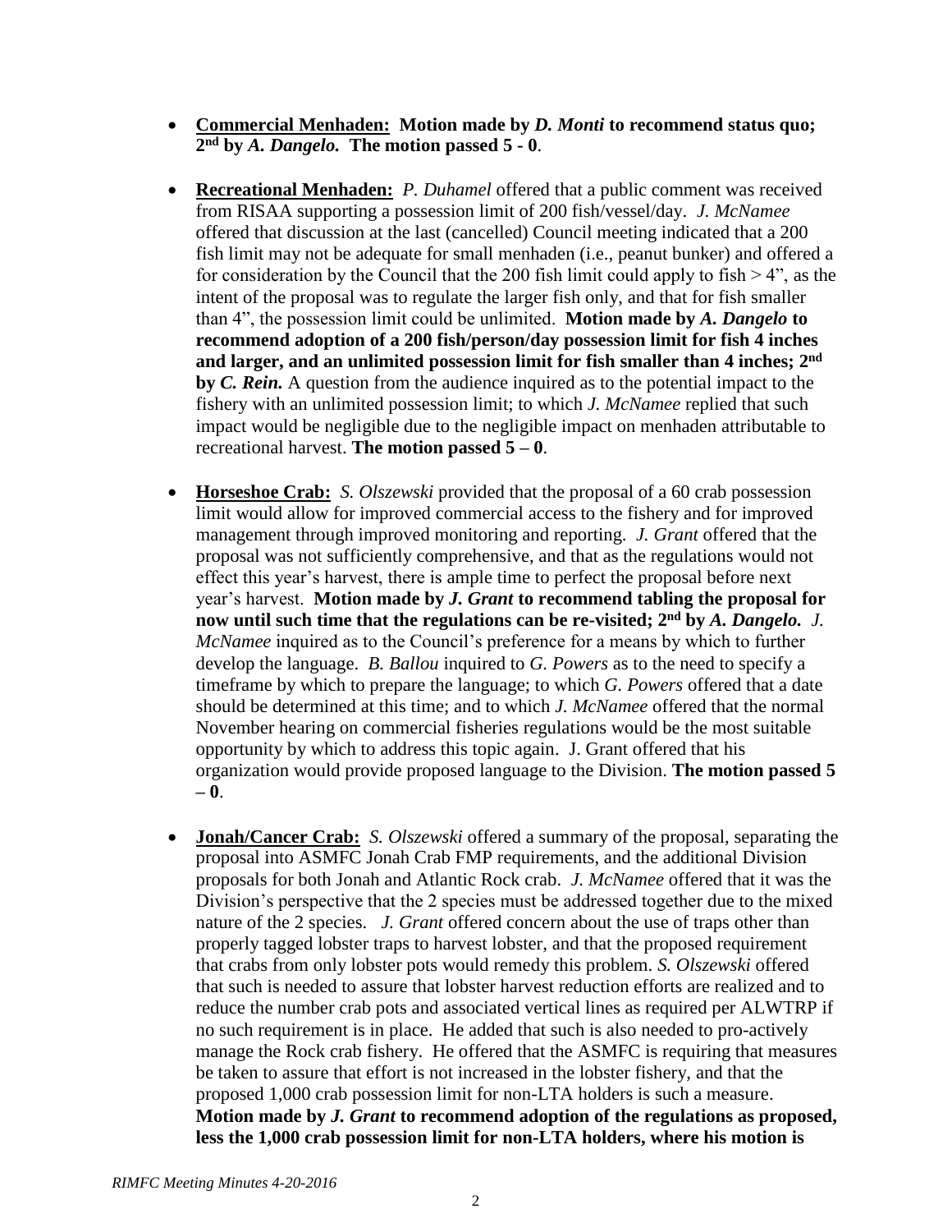- **Commercial Menhaden: Motion made by *D. Monti* to recommend status quo; 2nd by *A. Dangelo.* The motion passed 5 - 0**.

- **Recreational Menhaden:** *P. Duhamel* offered that a public comment was received from RISAA supporting a possession limit of 200 fish/vessel/day. *J. McNamee* offered that discussion at the last (cancelled) Council meeting indicated that a 200 fish limit may not be adequate for small menhaden (i.e., peanut bunker) and offered a for consideration by the Council that the 200 fish limit could apply to fish > 4", as the intent of the proposal was to regulate the larger fish only, and that for fish smaller than 4", the possession limit could be unlimited. **Motion made by *A. Dangelo* to recommend adoption of a 200 fish/person/day possession limit for fish 4 inches and larger, and an unlimited possession limit for fish smaller than 4 inches; 2nd by *C. Rein.*** A question from the audience inquired as to the potential impact to the fishery with an unlimited possession limit; to which *J. McNamee* replied that such impact would be negligible due to the negligible impact on menhaden attributable to recreational harvest. **The motion passed 5 – 0**.

- **Horseshoe Crab:** *S. Olszewski* provided that the proposal of a 60 crab possession limit would allow for improved commercial access to the fishery and for improved management through improved monitoring and reporting. *J. Grant* offered that the proposal was not sufficiently comprehensive, and that as the regulations would not effect this year's harvest, there is ample time to perfect the proposal before next year's harvest. **Motion made by *J. Grant* to recommend tabling the proposal for now until such time that the regulations can be re-visited; 2nd by *A. Dangelo.*** *J. McNamee* inquired as to the Council's preference for a means by which to further develop the language. *B. Ballou* inquired to *G. Powers* as to the need to specify a timeframe by which to prepare the language; to which *G. Powers* offered that a date should be determined at this time; and to which *J. McNamee* offered that the normal November hearing on commercial fisheries regulations would be the most suitable opportunity by which to address this topic again. J. Grant offered that his organization would provide proposed language to the Division. **The motion passed 5 – 0**.

- **Jonah/Cancer Crab:** *S. Olszewski* offered a summary of the proposal, separating the proposal into ASMFC Jonah Crab FMP requirements, and the additional Division proposals for both Jonah and Atlantic Rock crab. *J. McNamee* offered that it was the Division's perspective that the 2 species must be addressed together due to the mixed nature of the 2 species. *J. Grant* offered concern about the use of traps other than properly tagged lobster traps to harvest lobster, and that the proposed requirement that crabs from only lobster pots would remedy this problem. *S. Olszewski* offered that such is needed to assure that lobster harvest reduction efforts are realized and to reduce the number crab pots and associated vertical lines as required per ALWTRP if no such requirement is in place. He added that such is also needed to pro-actively manage the Rock crab fishery. He offered that the ASMFC is requiring that measures be taken to assure that effort is not increased in the lobster fishery, and that the proposed 1,000 crab possession limit for non-LTA holders is such a measure. **Motion made by *J. Grant* to recommend adoption of the regulations as proposed, less the 1,000 crab possession limit for non-LTA holders, where his motion is**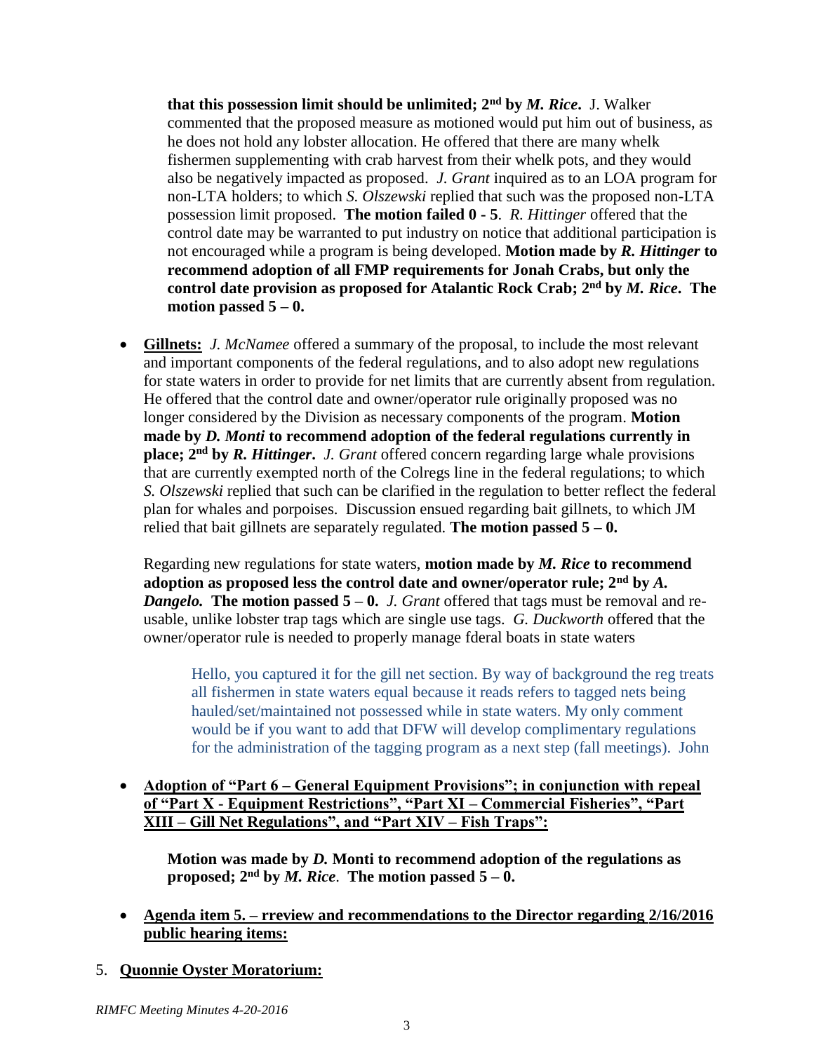**that this possession limit should be unlimited; 2nd by *M. Rice*.** J. Walker commented that the proposed measure as motioned would put him out of business, as he does not hold any lobster allocation. He offered that there are many whelk fishermen supplementing with crab harvest from their whelk pots, and they would also be negatively impacted as proposed. *J. Grant* inquired as to an LOA program for non-LTA holders; to which *S. Olszewski* replied that such was the proposed non-LTA possession limit proposed. **The motion failed 0 - 5**. *R. Hittinger* offered that the control date may be warranted to put industry on notice that additional participation is not encouraged while a program is being developed. **Motion made by *R. Hittinger* to recommend adoption of all FMP requirements for Jonah Crabs, but only the control date provision as proposed for Atalantic Rock Crab; 2nd by *M. Rice*. The motion passed 5 – 0.**

- **<u>Gillnets:</u>** *J. McNamee* offered a summary of the proposal, to include the most relevant and important components of the federal regulations, and to also adopt new regulations for state waters in order to provide for net limits that are currently absent from regulation. He offered that the control date and owner/operator rule originally proposed was no longer considered by the Division as necessary components of the program. **Motion made by *D. Monti* to recommend adoption of the federal regulations currently in place; 2nd by *R. Hittinger*.** *J. Grant* offered concern regarding large whale provisions that are currently exempted north of the Colregs line in the federal regulations; to which *S. Olszewski* replied that such can be clarified in the regulation to better reflect the federal plan for whales and porpoises. Discussion ensued regarding bait gillnets, to which JM relied that bait gillnets are separately regulated. **The motion passed 5 – 0.**

  Regarding new regulations for state waters, **motion made by *M. Rice* to recommend adoption as proposed less the control date and owner/operator rule; 2nd by *A. Dangelo.* The motion passed 5 – 0.** *J. Grant* offered that tags must be removal and re-usable, unlike lobster trap tags which are single use tags. *G. Duckworth* offered that the owner/operator rule is needed to properly manage fderal boats in state waters

  > Hello, you captured it for the gill net section. By way of background the reg treats all fishermen in state waters equal because it reads refers to tagged nets being hauled/set/maintained not possessed while in state waters. My only comment would be if you want to add that DFW will develop complimentary regulations for the administration of the tagging program as a next step (fall meetings). John

- **<u>Adoption of "Part 6 – General Equipment Provisions"; in conjunction with repeal of "Part X - Equipment Restrictions", "Part XI – Commercial Fisheries", "Part XIII – Gill Net Regulations", and "Part XIV – Fish Traps":</u>**

  **Motion was made by *D.* Monti to recommend adoption of the regulations as proposed; 2nd by *M. Rice*. The motion passed 5 – 0.**

- **<u>Agenda item 5. – rreview and recommendations to the Director regarding 2/16/2016 public hearing items:</u>**

5. **<u>Quonnie Oyster Moratorium:</u>**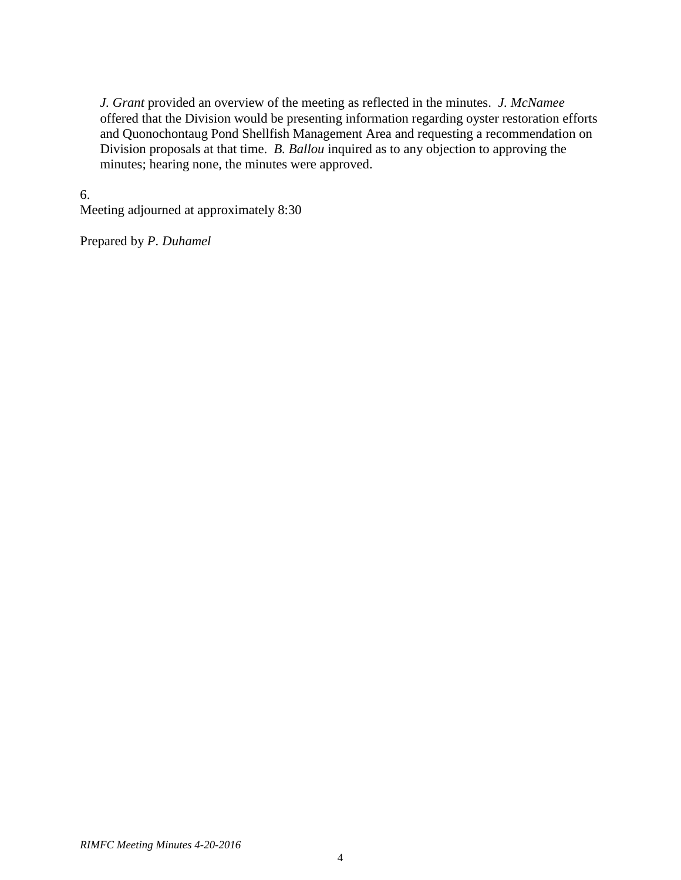*J. Grant* provided an overview of the meeting as reflected in the minutes. *J. McNamee* offered that the Division would be presenting information regarding oyster restoration efforts and Quonochontaug Pond Shellfish Management Area and requesting a recommendation on Division proposals at that time. *B. Ballou* inquired as to any objection to approving the minutes; hearing none, the minutes were approved.

6.
Meeting adjourned at approximately 8:30

Prepared by *P. Duhamel*